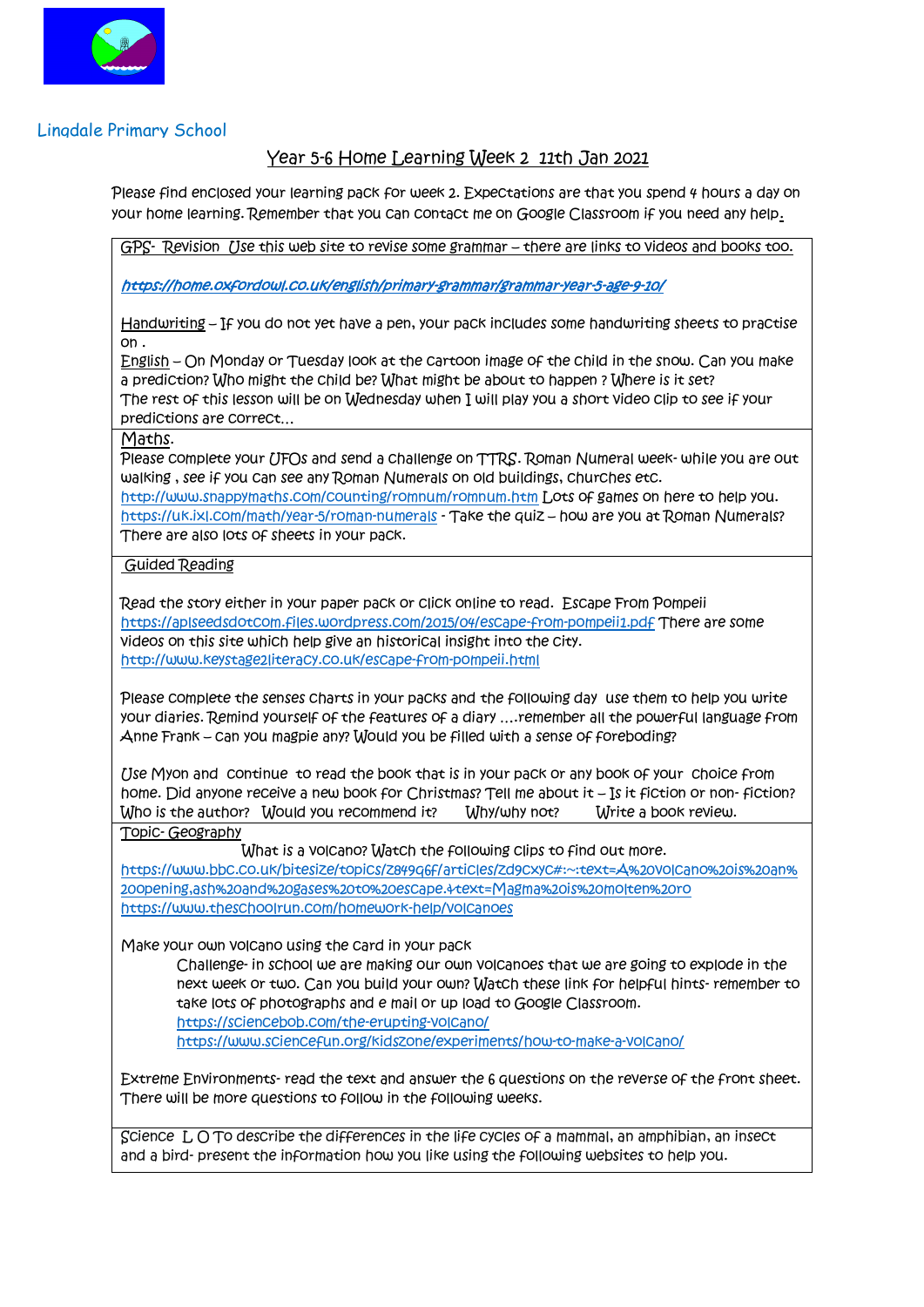Lingdale Primary School

# Year 5-6 Home Learning Week 2 11th Jan 2021

Please find enclosed your learning pack for week 2. Expectations are that you spend 4 hours a day on your home learning. Remember that you can contact me on Google Classroom if you need any help.

GPS- Revision Use this web site to revise some grammar – there are links to videos and books too.

https://home.oxfordowl.co.uk/english/primary-grammar/grammar-year-5-age-9-10/

Handwriting – If you do not yet have a pen, your pack includes some handwriting sheets to practise on .

English – On Monday or Tuesday look at the cartoon image of the child in the snow. Can you make a prediction? Who might the child be? What might be about to happen ? Where is it set?
The rest of this lesson will be on Wednesday when I will play you a short video clip to see if your predictions are correct…

Maths.
Please complete your UFOs and send a challenge on TTRS. Roman Numeral week- while you are out walking , see if you can see any Roman Numerals on old buildings, churches etc.
http://www.snappymaths.com/counting/romnum/romnum.htm Lots of games on here to help you.
https://uk.ixl.com/math/year-5/roman-numerals - Take the quiz – how are you at Roman Numerals?
There are also lots of sheets in your pack.

Guided Reading

Read the story either in your paper pack or click online to read. Escape From Pompeii
https://aplseedsdotcom.files.wordpress.com/2015/04/escape-from-pompeii1.pdf There are some videos on this site which help give an historical insight into the city.
http://www.keystage2literacy.co.uk/escape-from-pompeii.html

Please complete the senses charts in your packs and the following day use them to help you write your diaries. Remind yourself of the features of a diary ….remember all the powerful language from Anne Frank – can you magpie any? Would you be filled with a sense of foreboding?

Use Myon and continue to read the book that is in your pack or any book of your choice from home. Did anyone receive a new book for Christmas? Tell me about it – Is it fiction or non- fiction? Who is the author? Would you recommend it? Why/why not? Write a book review.

Topic- Geography
What is a volcano? Watch the following clips to find out more.
https://www.bbc.co.uk/bitesize/topics/z849q6f/articles/zd9cxyc#:~:text=A%20volcano%20is%20an%20opening,ash%20and%20gases%20to%20escape.&text=Magma%20is%20molten%20ro
https://www.theschoolrun.com/homework-help/volcanoes

Make your own volcano using the card in your pack
Challenge- in school we are making our own volcanoes that we are going to explode in the next week or two. Can you build your own? Watch these link for helpful hints- remember to take lots of photographs and e mail or up load to Google Classroom.
https://sciencebob.com/the-erupting-volcano/
https://www.sciencefun.org/kidszone/experiments/how-to-make-a-volcano/

Extreme Environments- read the text and answer the 6 questions on the reverse of the front sheet. There will be more questions to follow in the following weeks.

Science L O To describe the differences in the life cycles of a mammal, an amphibian, an insect and a bird- present the information how you like using the following websites to help you.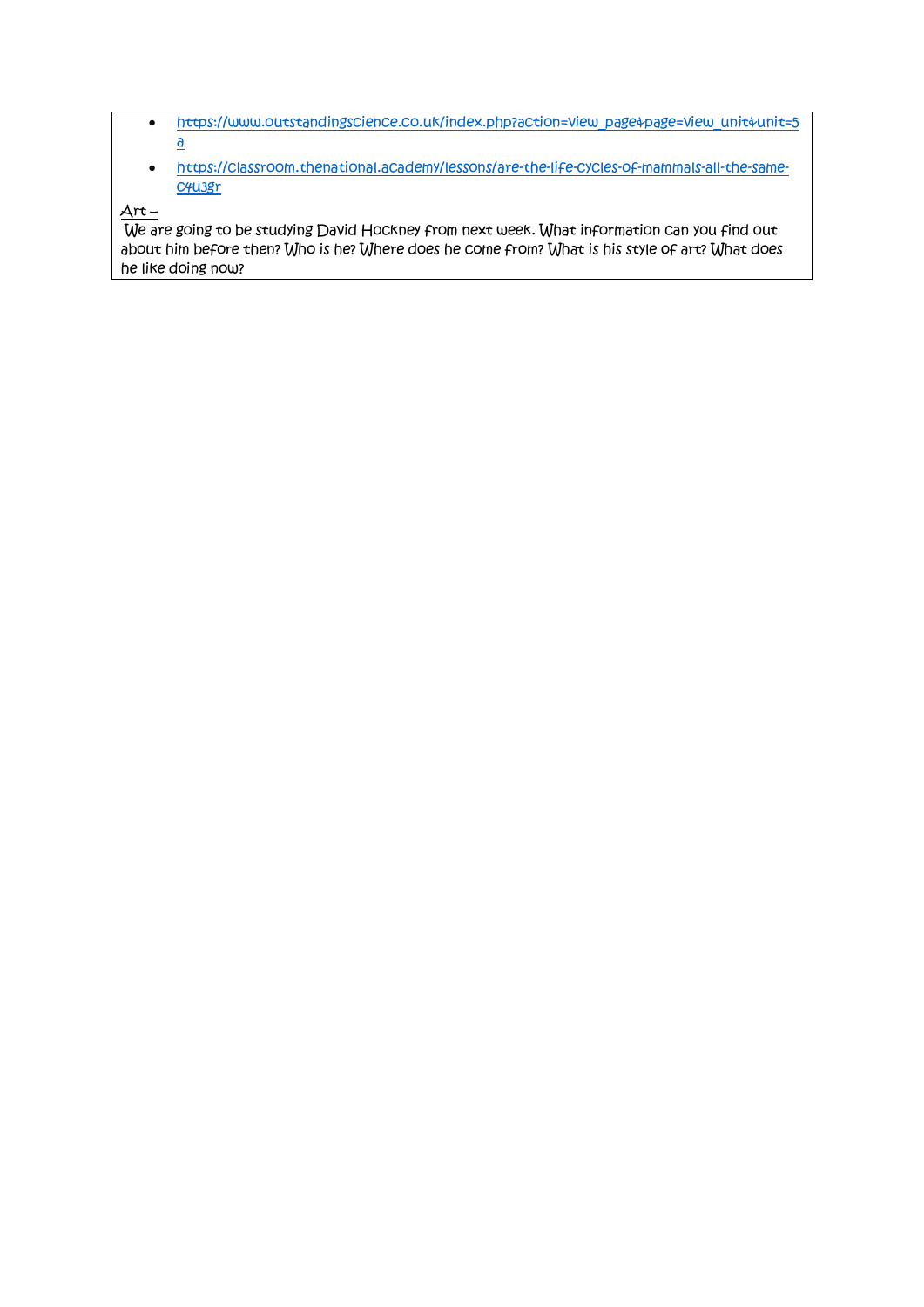- https://www.outstandingscience.co.uk/index.php?action=view_page&page=view_unit&unit=5a
- https://classroom.thenational.academy/lessons/are-the-life-cycles-of-mammals-all-the-same-c4u3gr

Art –

We are going to be studying David Hockney from next week. What information can you find out about him before then? Who is he? Where does he come from? What is his style of art? What does he like doing now?